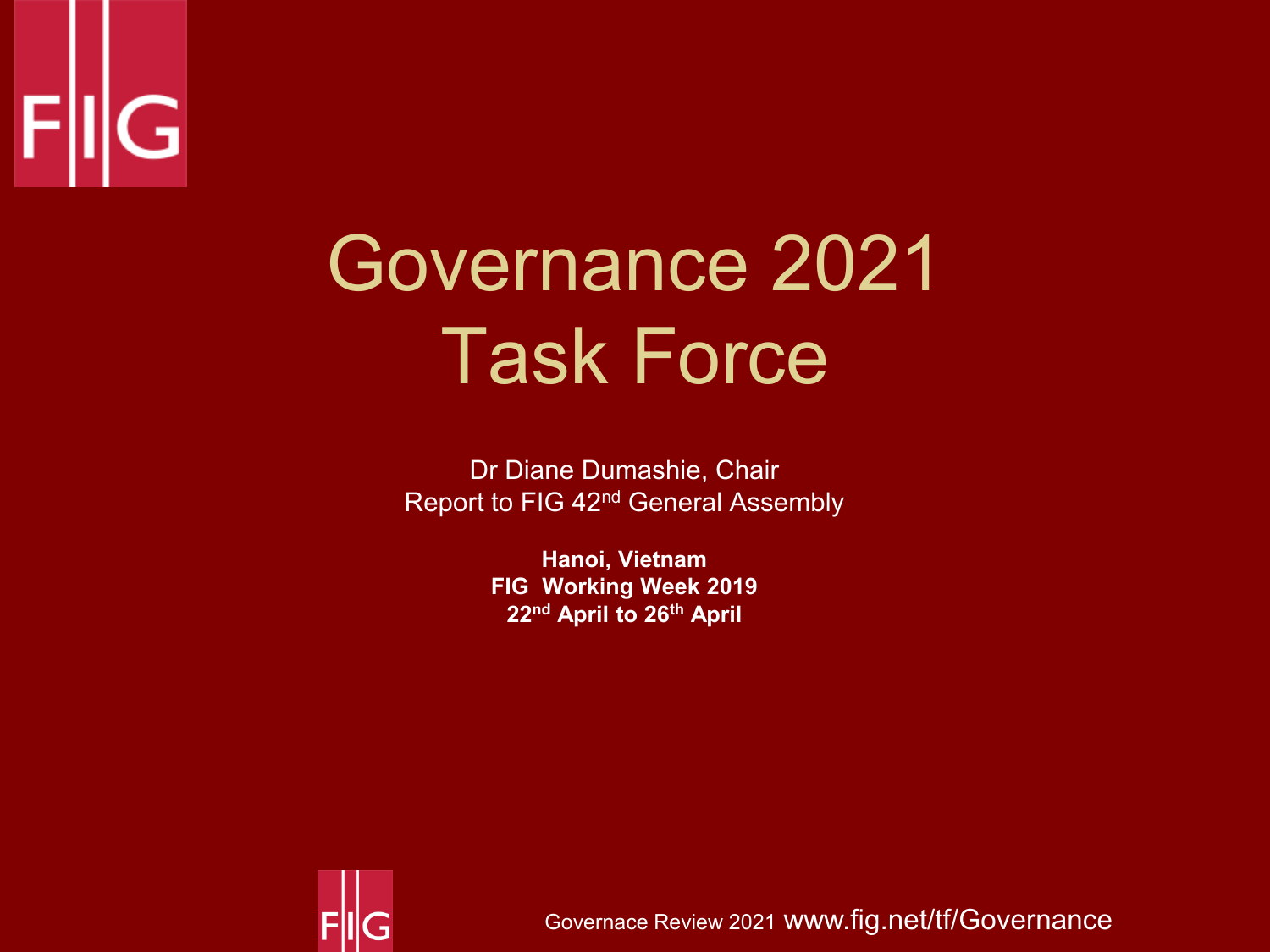# Governance 2021 Task Force

Dr Diane Dumashie, Chair
Report to FIG 42nd General Assembly

**Hanoi, Vietnam**
**FIG Working Week 2019**
**22nd April to 26th April**

Governace Review 2021 www.fig.net/tf/Governance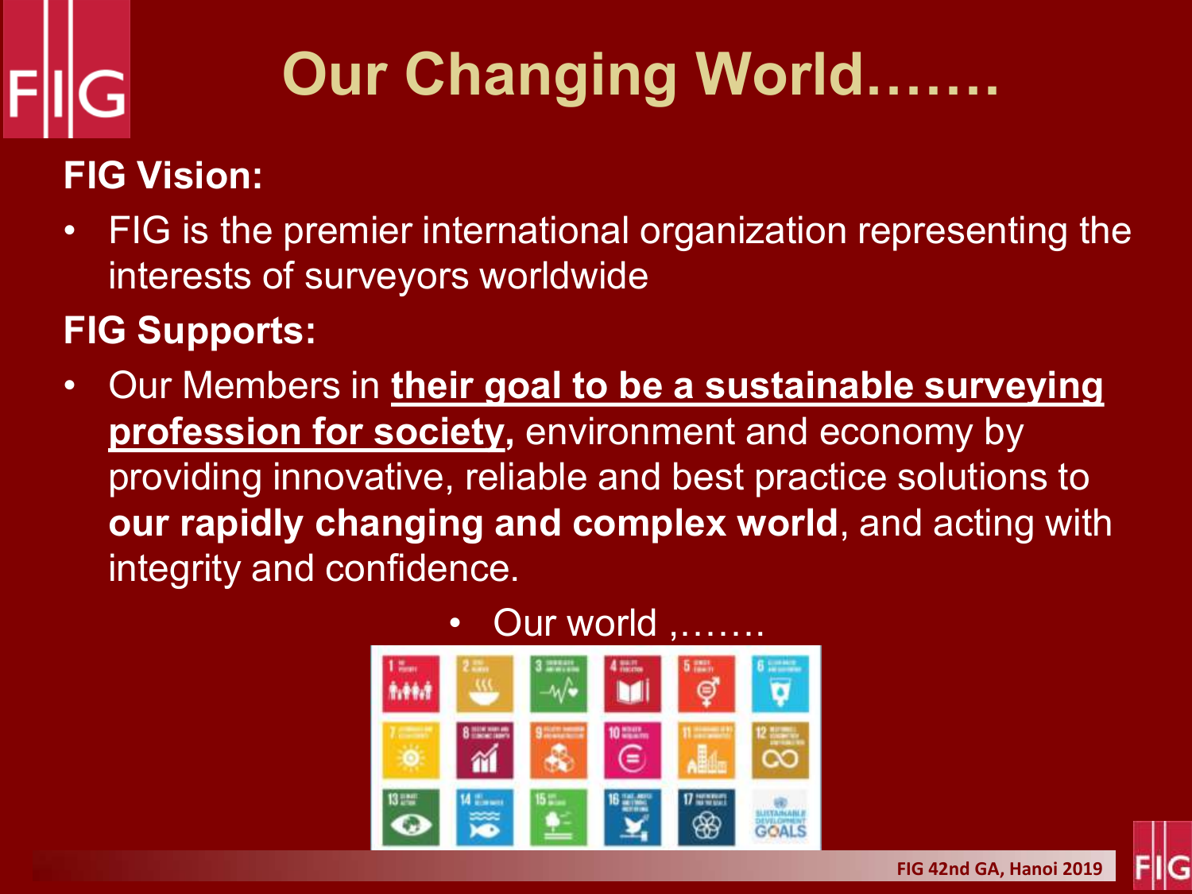# Our Changing World…….

**FIG Vision:**

- FIG is the premier international organization representing the interests of surveyors worldwide

**FIG Supports:**

- Our Members in **their goal to be a sustainable surveying profession for society,** environment and economy by providing innovative, reliable and best practice solutions to **our rapidly changing and complex world**, and acting with integrity and confidence.

- Our world ,…….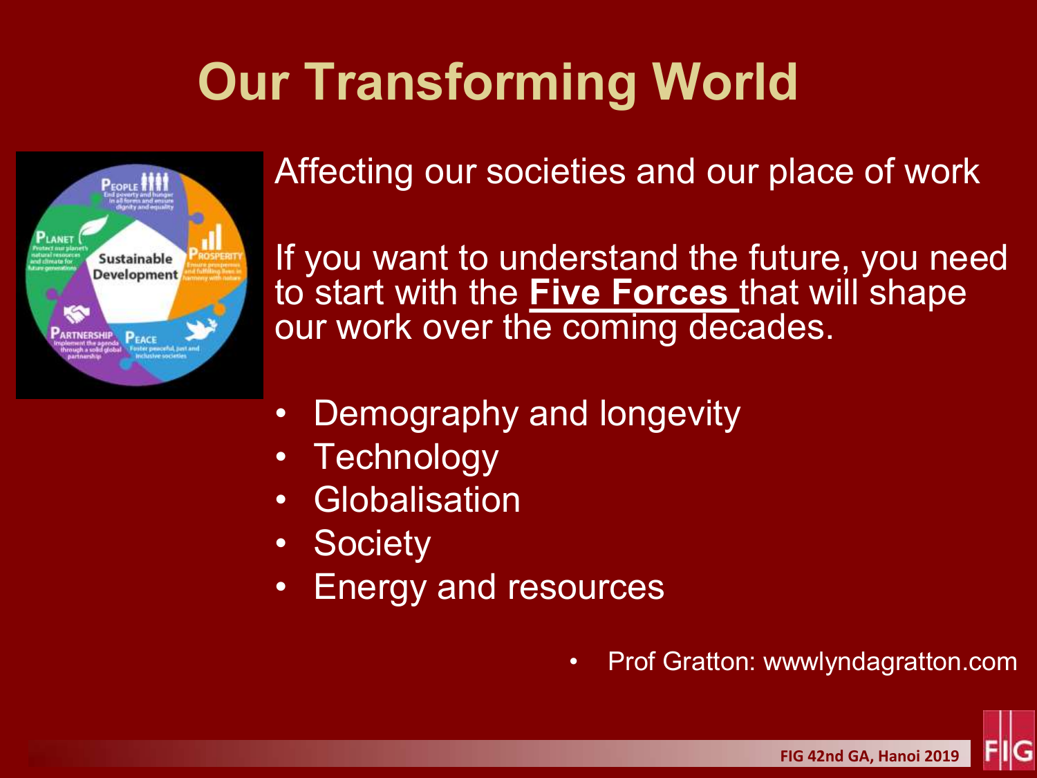# Our Transforming World

Affecting our societies and our place of work

If you want to understand the future, you need to start with the **Five Forces** that will shape our work over the coming decades.

- Demography and longevity
- Technology
- Globalisation
- Society
- Energy and resources

- Prof Gratton: wwwlyndagratton.com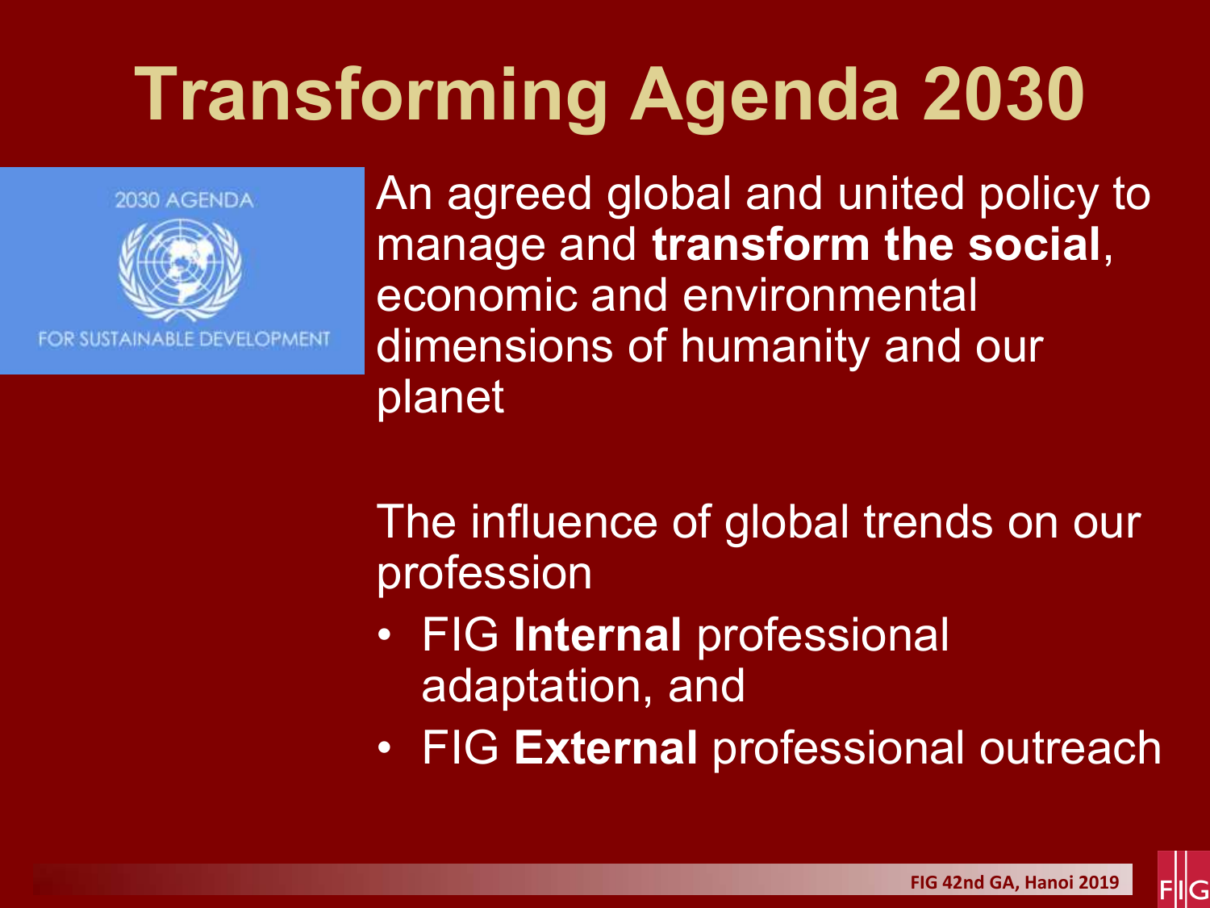# Transforming Agenda 2030

2030 AGENDA

FOR SUSTAINABLE DEVELOPMENT

An agreed global and united policy to manage and **transform the social**, economic and environmental dimensions of humanity and our planet

The influence of global trends on our profession

- FIG **Internal** professional adaptation, and
- FIG **External** professional outreach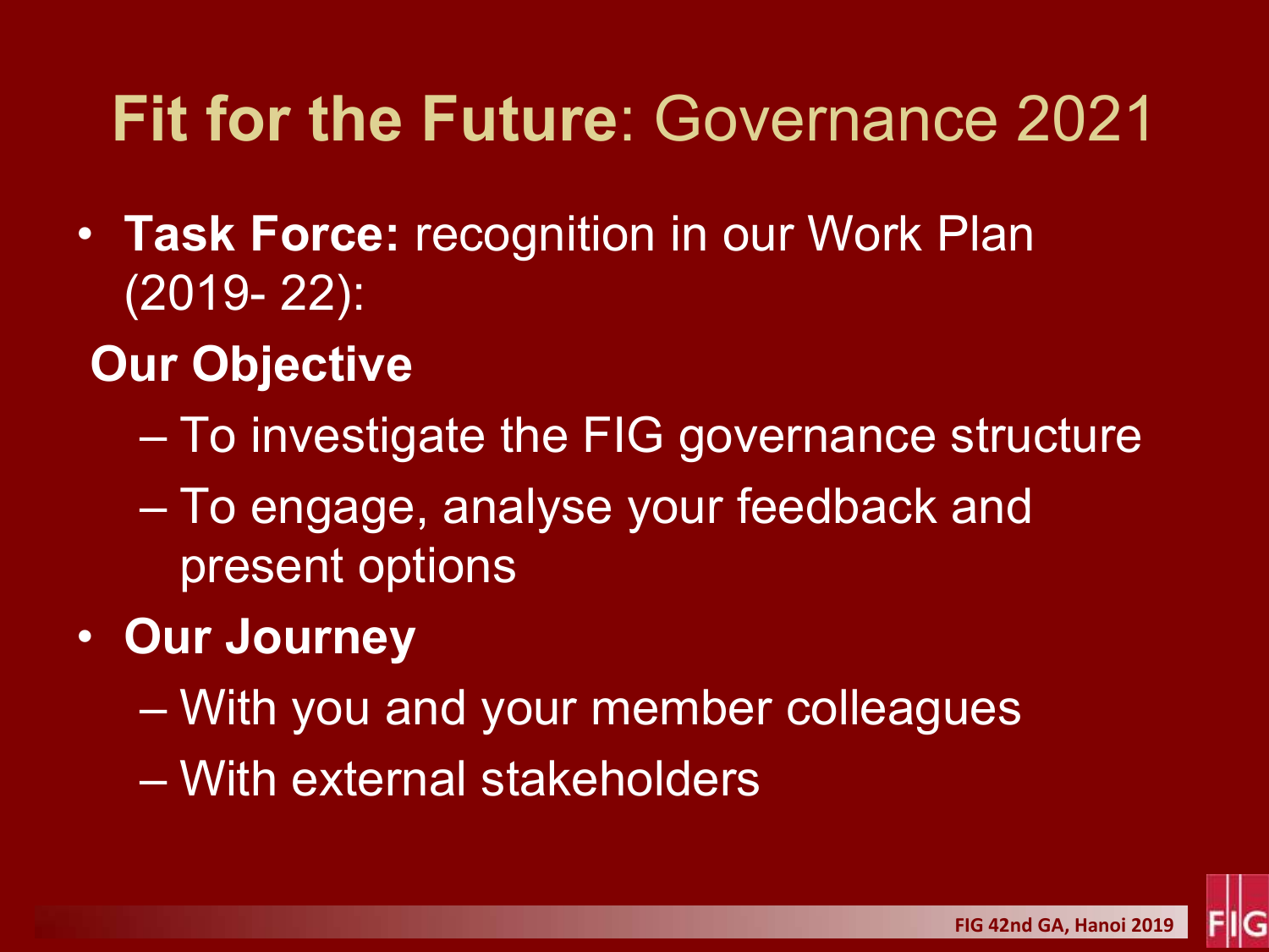# **Fit for the Future**: Governance 2021

- **Task Force:** recognition in our Work Plan (2019- 22):

**Our Objective**

  - To investigate the FIG governance structure
  - To engage, analyse your feedback and present options

- **Our Journey**
  - With you and your member colleagues
  - With external stakeholders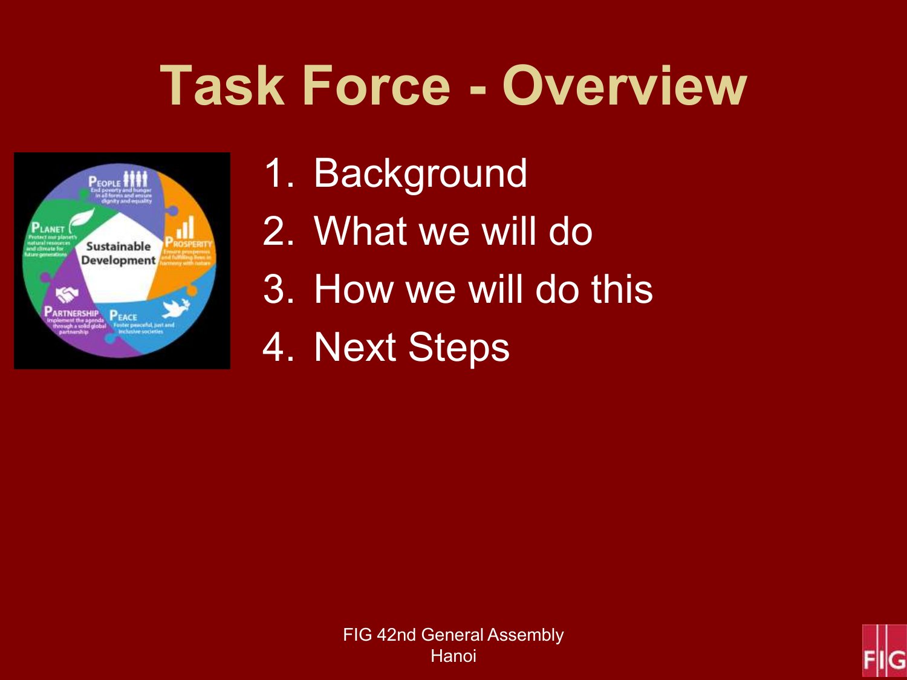# Task Force - Overview

1. Background
2. What we will do
3. How we will do this
4. Next Steps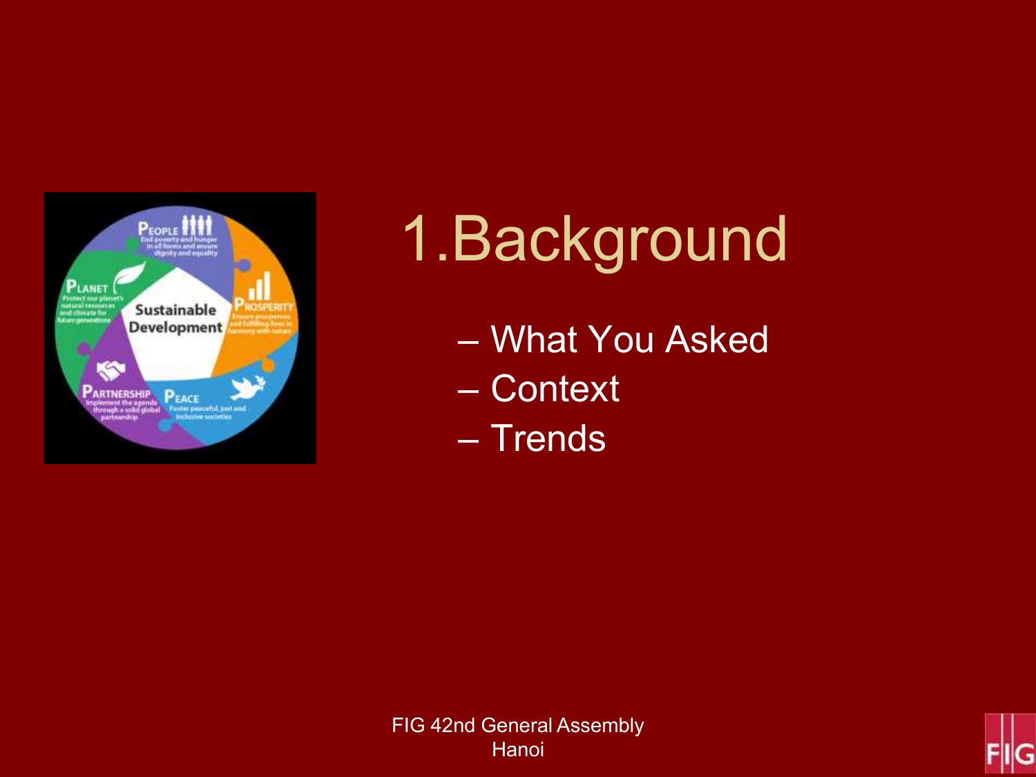# 1.Background

- What You Asked
- Context
- Trends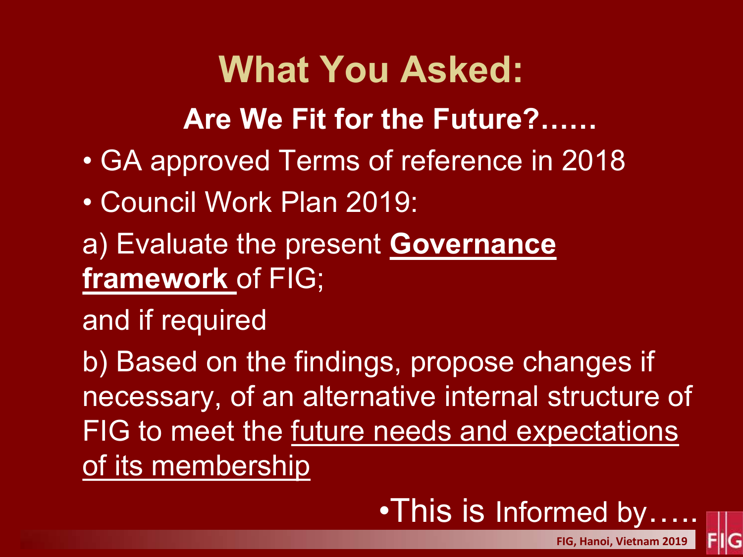# What You Asked:

**Are We Fit for the Future?……**

- GA approved Terms of reference in 2018
- Council Work Plan 2019:

a) Evaluate the present **Governance framework** of FIG;

and if required

b) Based on the findings, propose changes if necessary, of an alternative internal structure of FIG to meet the future needs and expectations of its membership

- This is Informed by…..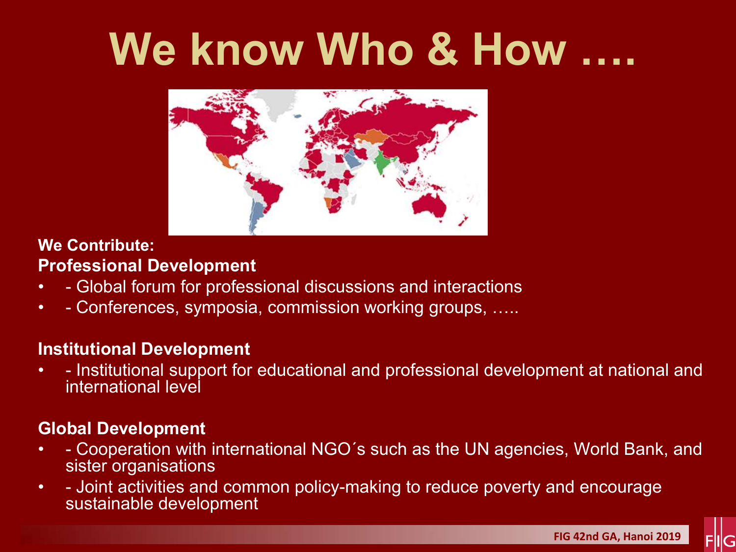# We know Who & How ….

**We Contribute:**

**Professional Development**

- - Global forum for professional discussions and interactions
- - Conferences, symposia, commission working groups, …..

**Institutional Development**

- - Institutional support for educational and professional development at national and international level

**Global Development**

- - Cooperation with international NGO´s such as the UN agencies, World Bank, and sister organisations
- - Joint activities and common policy-making to reduce poverty and encourage sustainable development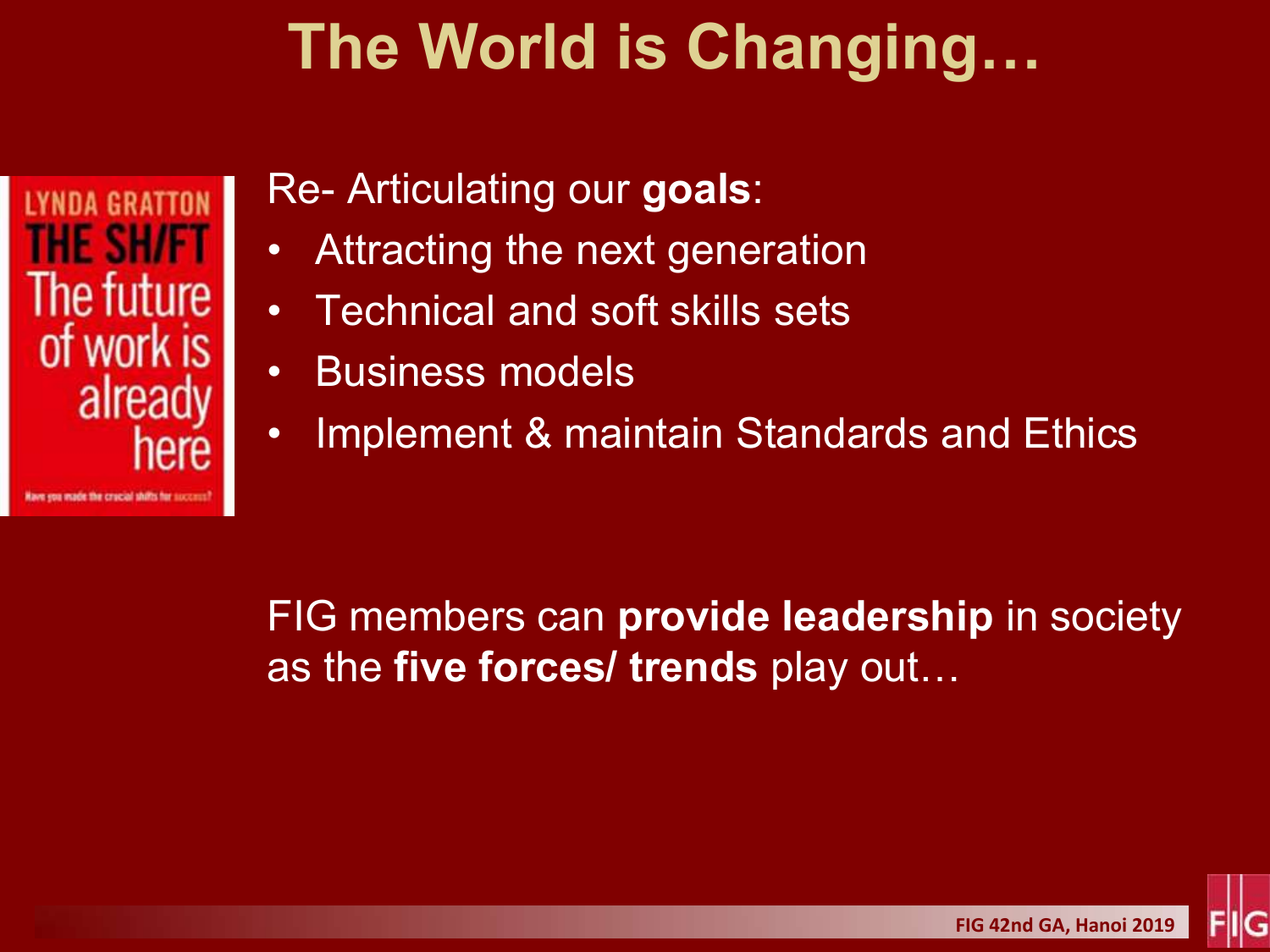# The World is Changing…

Re- Articulating our **goals**:

- Attracting the next generation
- Technical and soft skills sets
- Business models
- Implement & maintain Standards and Ethics

FIG members can **provide leadership** in society as the **five forces/ trends** play out…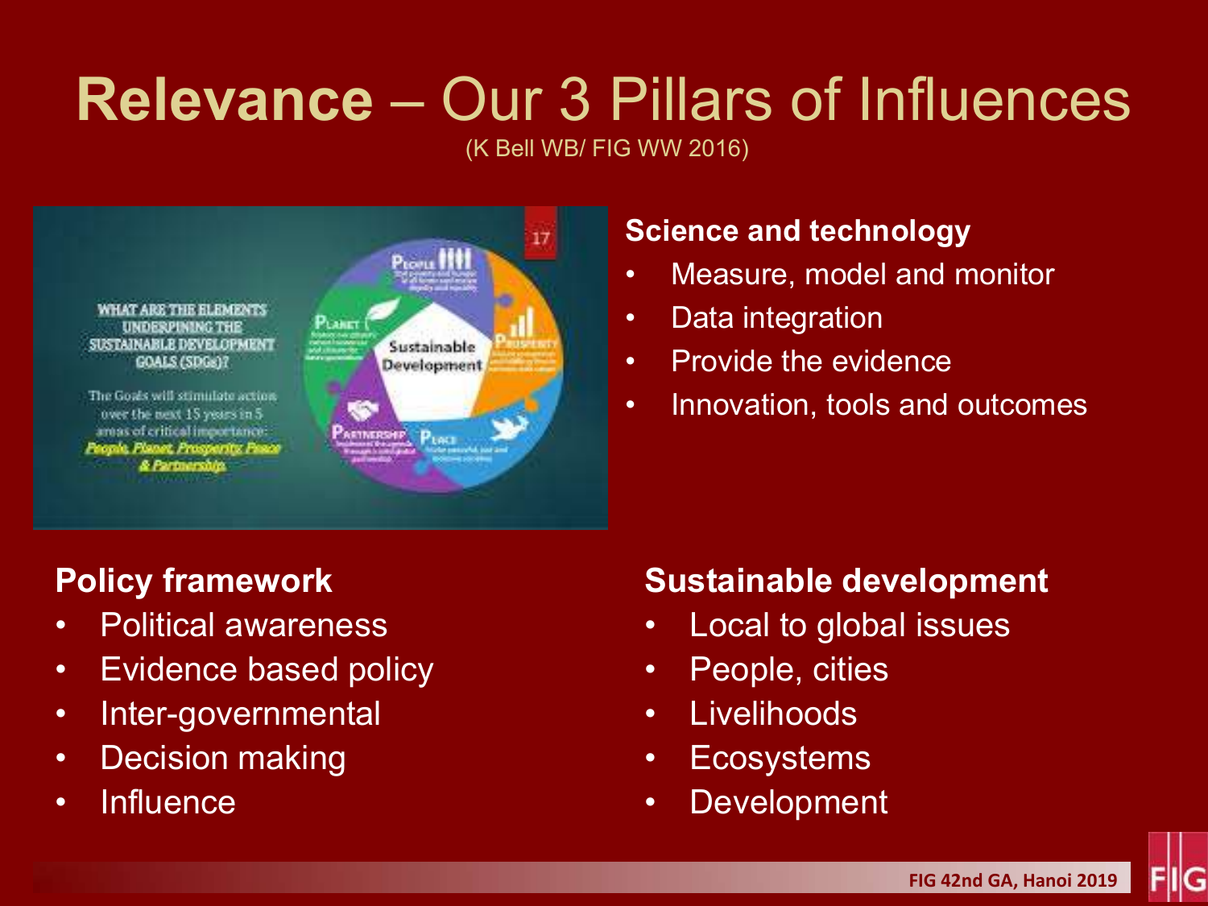# **Relevance** – Our 3 Pillars of Influences

(K Bell WB/ FIG WW 2016)

**Science and technology**

- Measure, model and monitor
- Data integration
- Provide the evidence
- Innovation, tools and outcomes

**Policy framework**

- Political awareness
- Evidence based policy
- Inter-governmental
- Decision making
- Influence

**Sustainable development**

- Local to global issues
- People, cities
- Livelihoods
- Ecosystems
- Development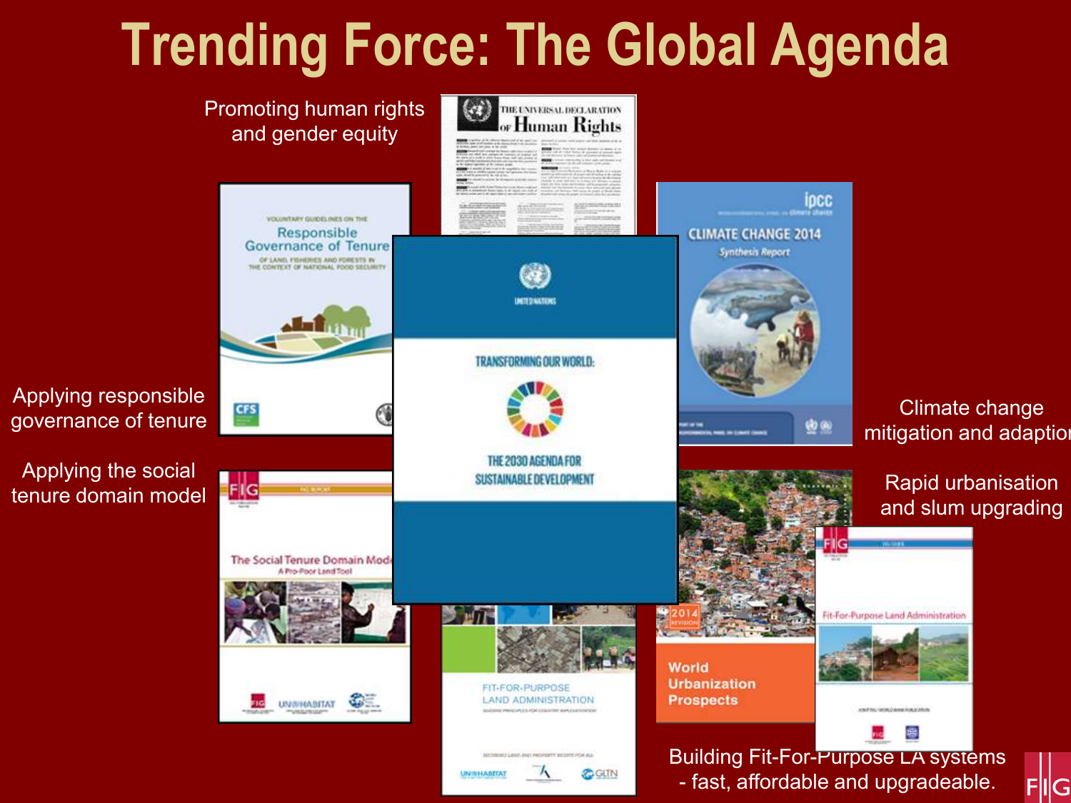# Trending Force: The Global Agenda

Promoting human rights and gender equity

Applying responsible governance of tenure

Applying the social tenure domain model

Climate change mitigation and adaption

Rapid urbanisation and slum upgrading

Building Fit-For-Purpose LA systems - fast, affordable and upgradeable.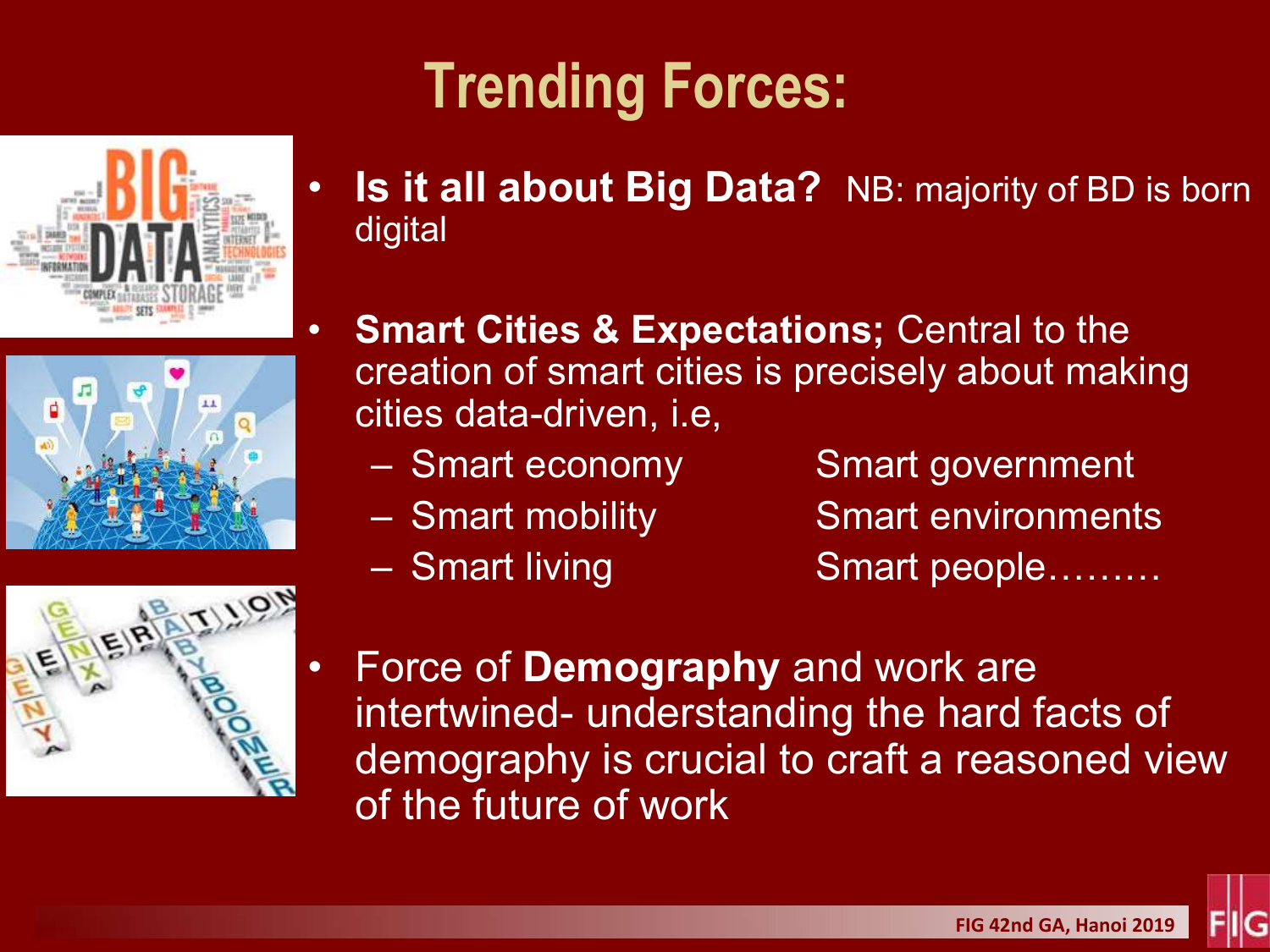# Trending Forces:

- **Is it all about Big Data?** NB: majority of BD is born digital

- **Smart Cities & Expectations;** Central to the creation of smart cities is precisely about making cities data-driven, i.e,
  - Smart economy
  - Smart mobility
  - Smart living
  - Smart government
  - Smart environments
  - Smart people………

- Force of **Demography** and work are intertwined- understanding the hard facts of demography is crucial to craft a reasoned view of the future of work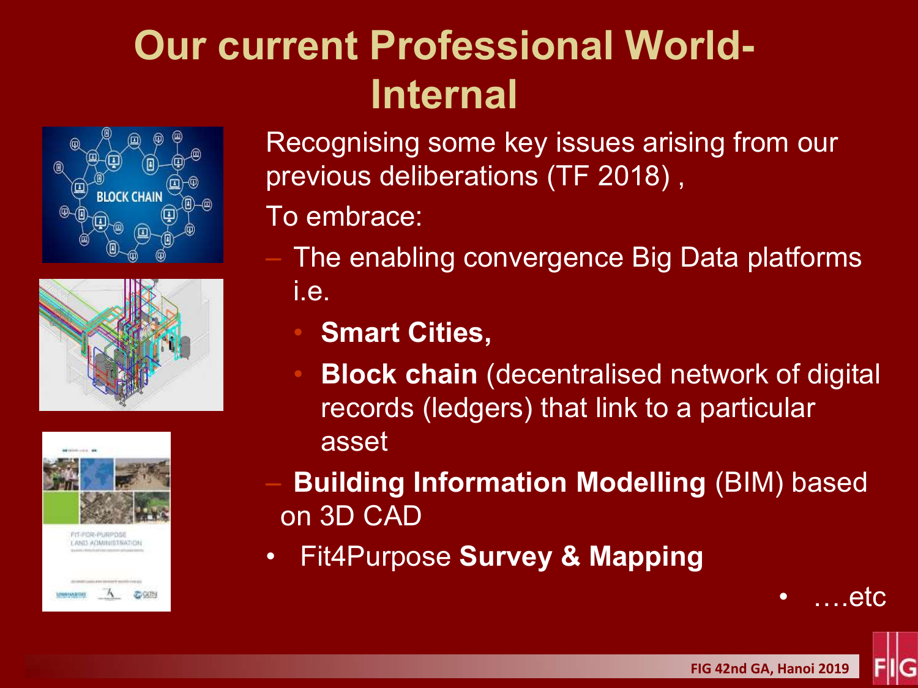# Our current Professional World-Internal

Recognising some key issues arising from our previous deliberations (TF 2018) ,

To embrace:

- The enabling convergence Big Data platforms i.e.
  - **Smart Cities,**
  - **Block chain** (decentralised network of digital records (ledgers) that link to a particular asset
- **Building Information Modelling** (BIM) based on 3D CAD
- Fit4Purpose **Survey & Mapping**
- ….etc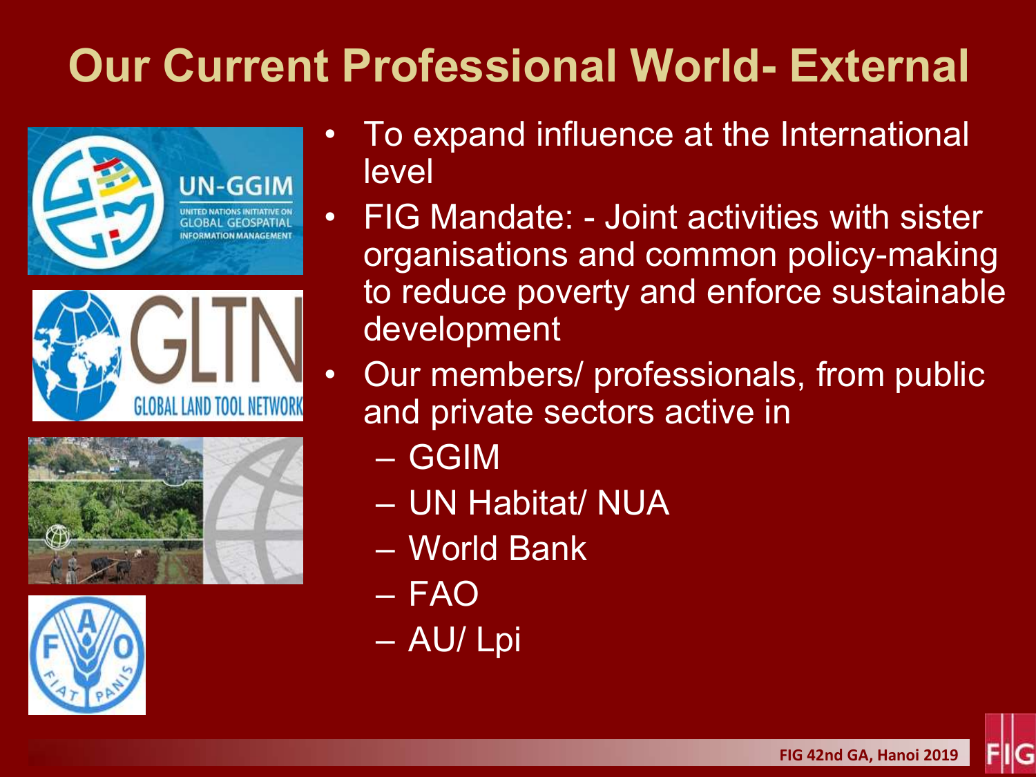# Our Current Professional World- External

- To expand influence at the International level
- FIG Mandate: - Joint activities with sister organisations and common policy-making to reduce poverty and enforce sustainable development
- Our members/ professionals, from public and private sectors active in
  - GGIM
  - UN Habitat/ NUA
  - World Bank
  - FAO
  - AU/ Lpi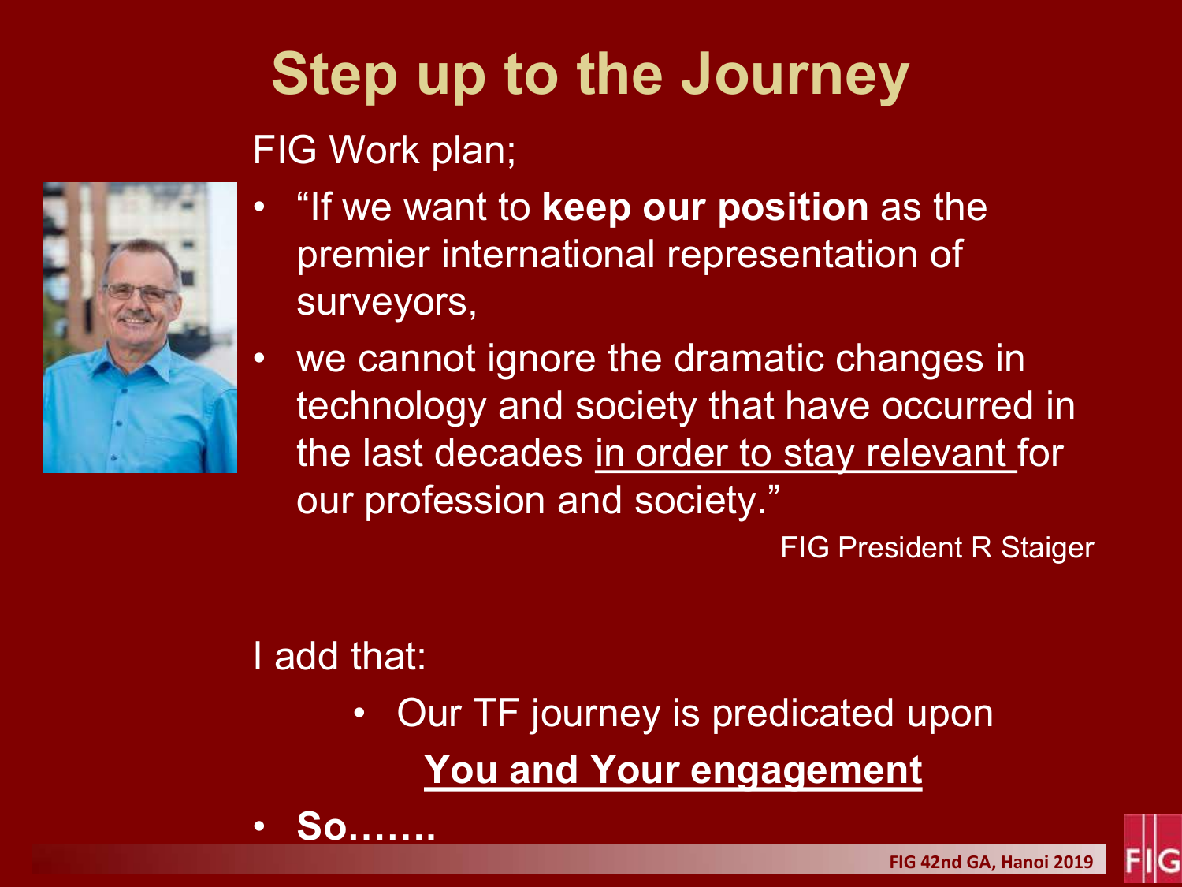# Step up to the Journey

FIG Work plan;

- "If we want to **keep our position** as the premier international representation of surveyors,
- we cannot ignore the dramatic changes in technology and society that have occurred in the last decades <u>in order to stay relevant</u> for our profession and society."

FIG President R Staiger

I add that:

- Our TF journey is predicated upon

  **<u>You and Your engagement</u>**

- **So…….**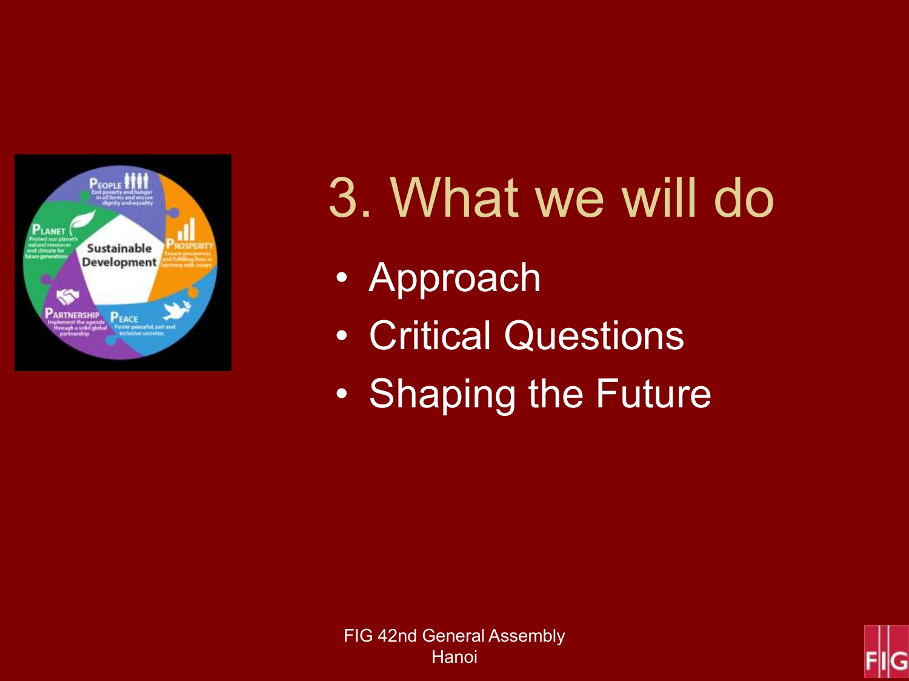# 3. What we will do

- Approach
- Critical Questions
- Shaping the Future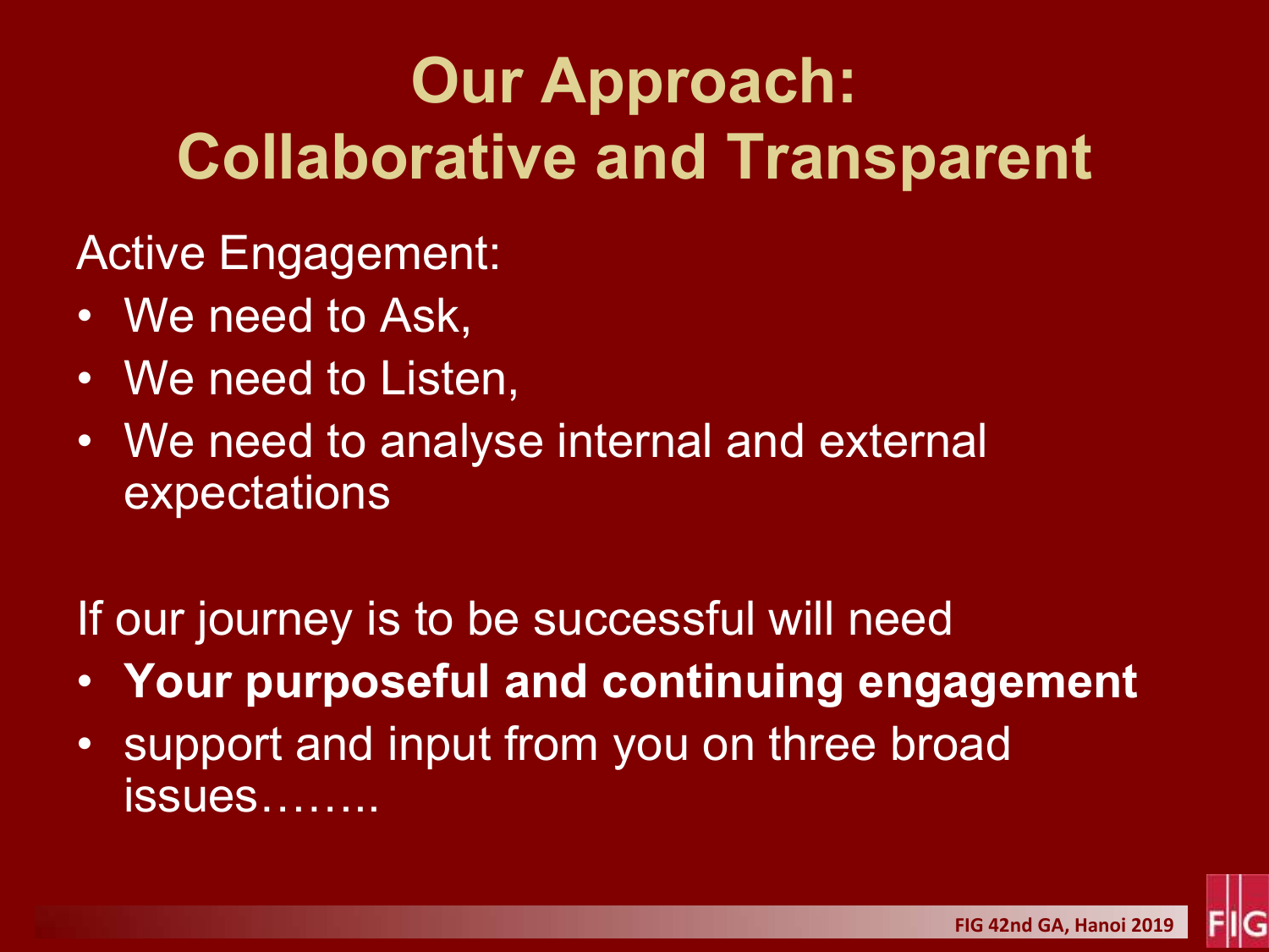# Our Approach: Collaborative and Transparent

Active Engagement:

- We need to Ask,
- We need to Listen,
- We need to analyse internal and external expectations

If our journey is to be successful will need

- **Your purposeful and continuing engagement**
- support and input from you on three broad issues……..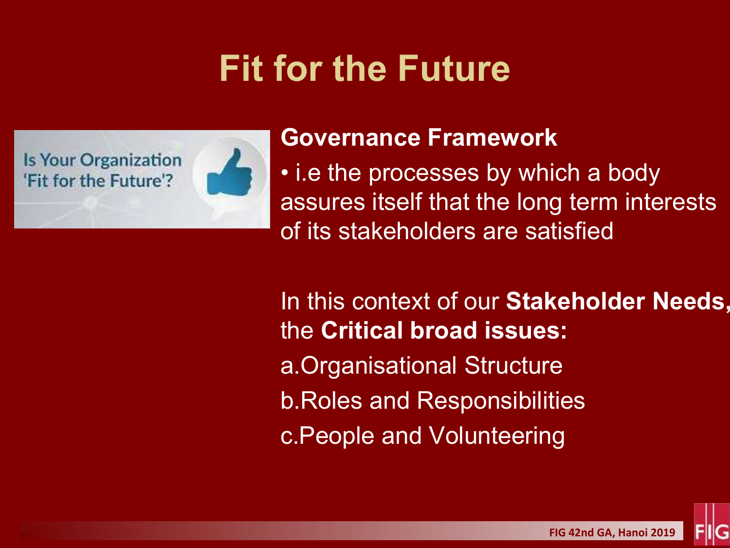# Fit for the Future

Is Your Organization 'Fit for the Future'?

**Governance Framework**

- i.e the processes by which a body assures itself that the long term interests of its stakeholders are satisfied

In this context of our **Stakeholder Needs,** the **Critical broad issues:**

a. Organisational Structure

b. Roles and Responsibilities

c. People and Volunteering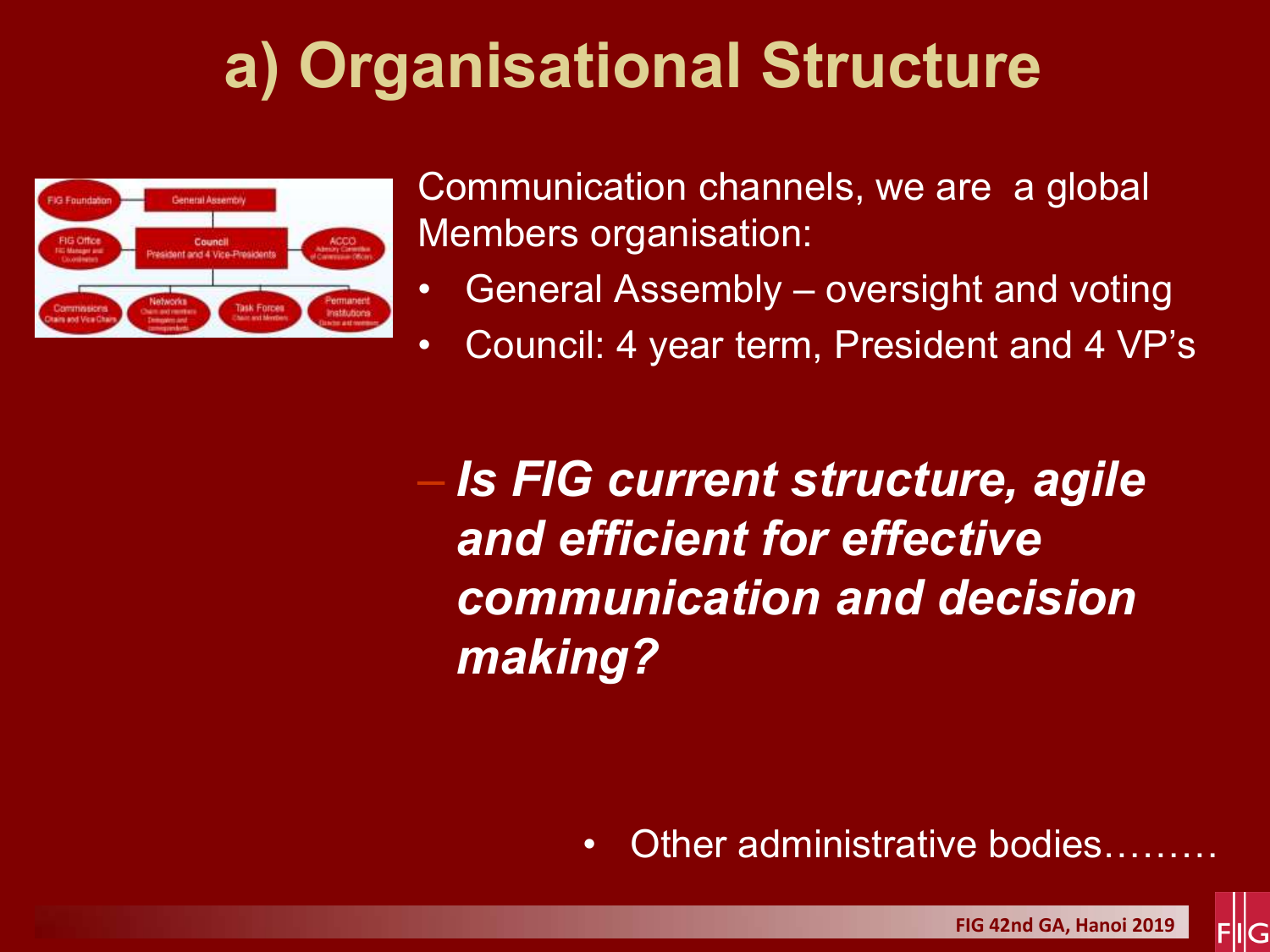# a) Organisational Structure

Communication channels, we are a global Members organisation:

- General Assembly – oversight and voting
- Council: 4 year term, President and 4 VP's

– ***Is FIG current structure, agile and efficient for effective communication and decision making?***

- Other administrative bodies………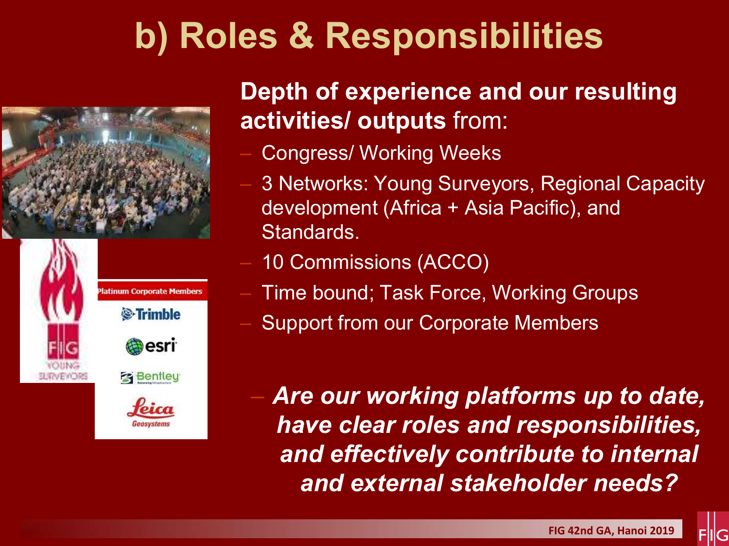# b) Roles & Responsibilities

**Depth of experience and our resulting activities/ outputs** from:

- Congress/ Working Weeks
- 3 Networks: Young Surveyors, Regional Capacity development (Africa + Asia Pacific), and Standards.
- 10 Commissions (ACCO)
- Time bound; Task Force, Working Groups
- Support from our Corporate Members

- ***Are our working platforms up to date, have clear roles and responsibilities, and effectively contribute to internal and external stakeholder needs?***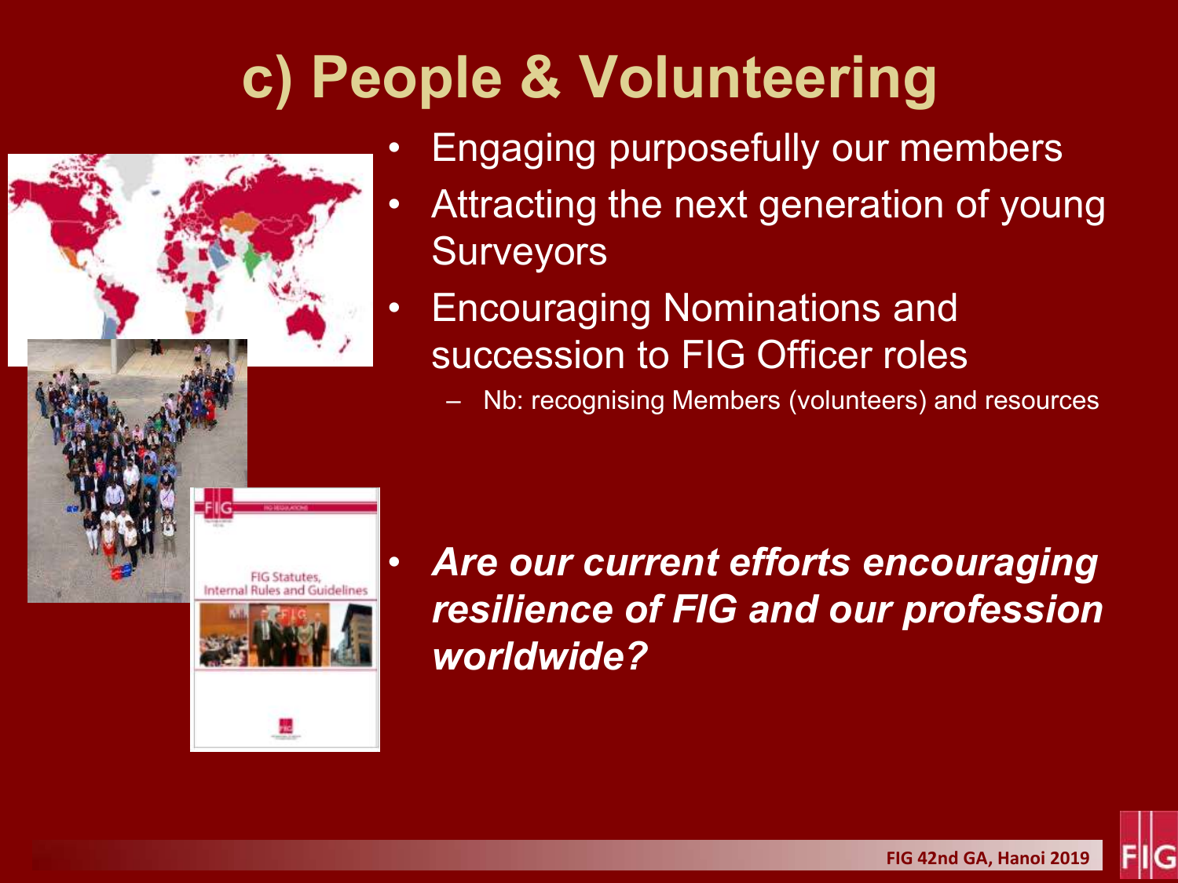# c) People & Volunteering

- Engaging purposefully our members
- Attracting the next generation of young Surveyors
- Encouraging Nominations and succession to FIG Officer roles
  - Nb: recognising Members (volunteers) and resources

- ***Are our current efforts encouraging resilience of FIG and our profession worldwide?***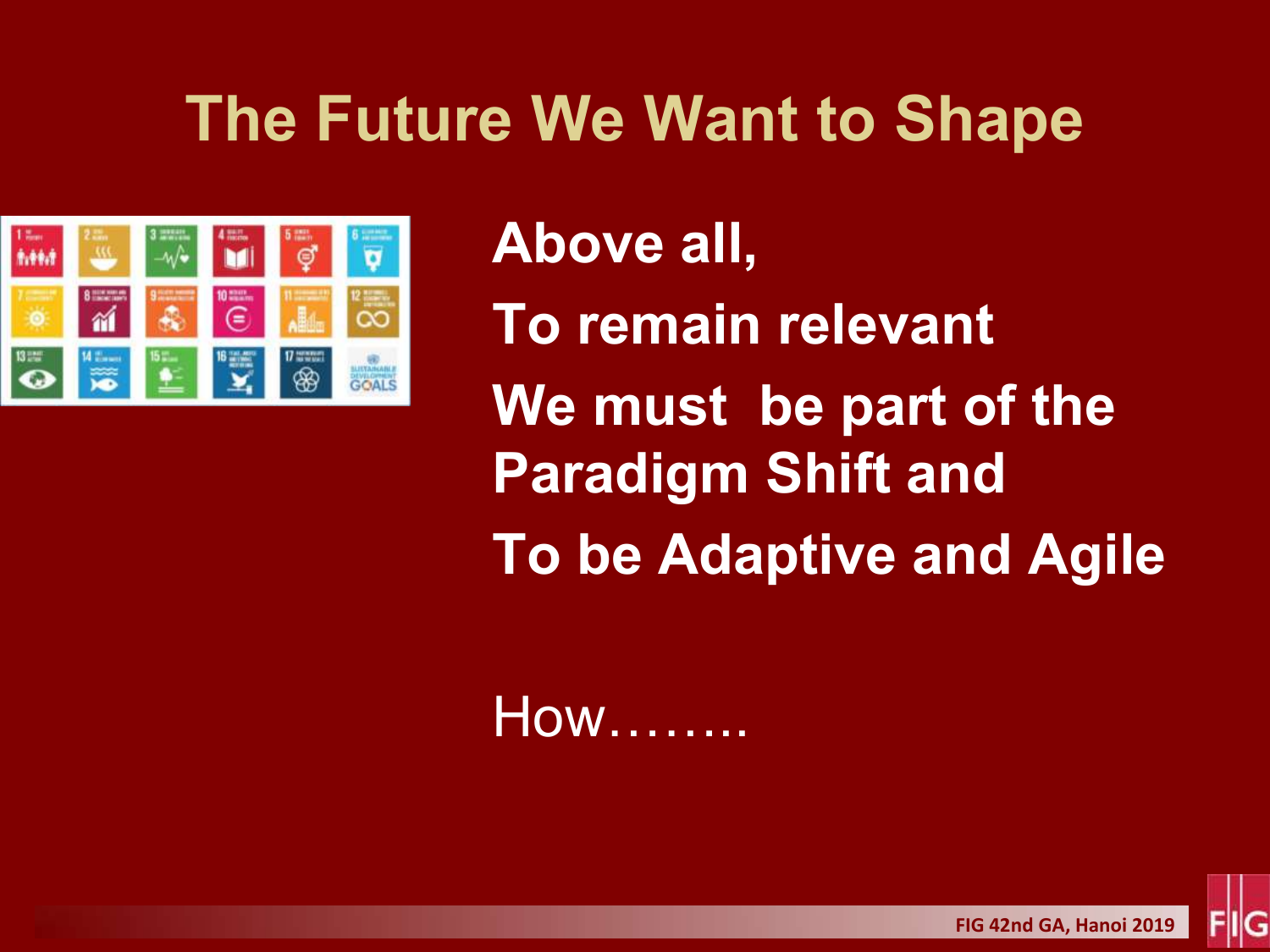# The Future We Want to Shape

**Above all,**

**To remain relevant**

**We must be part of the Paradigm Shift and**

**To be Adaptive and Agile**

How……..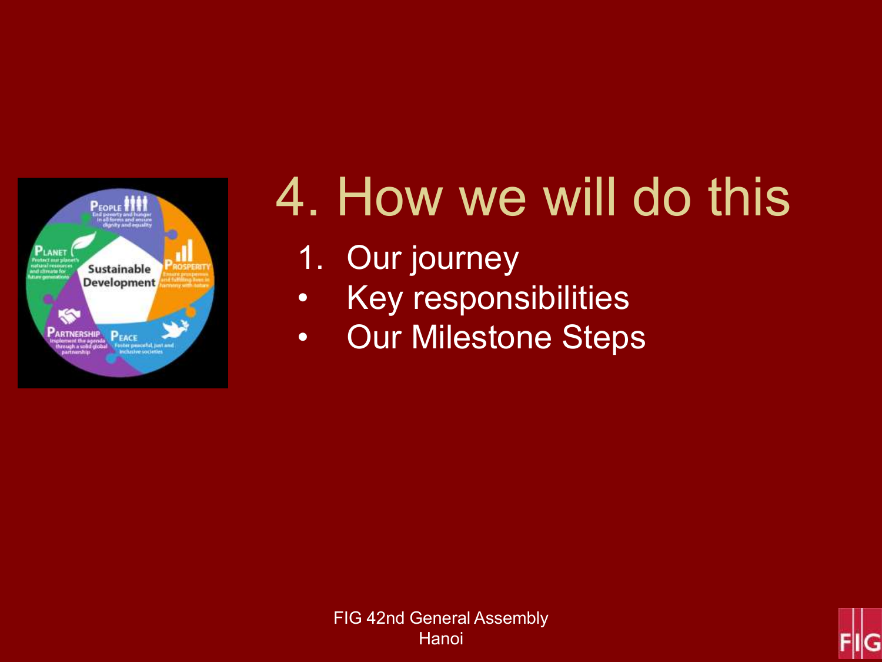# 4. How we will do this

1. Our journey
- Key responsibilities
- Our Milestone Steps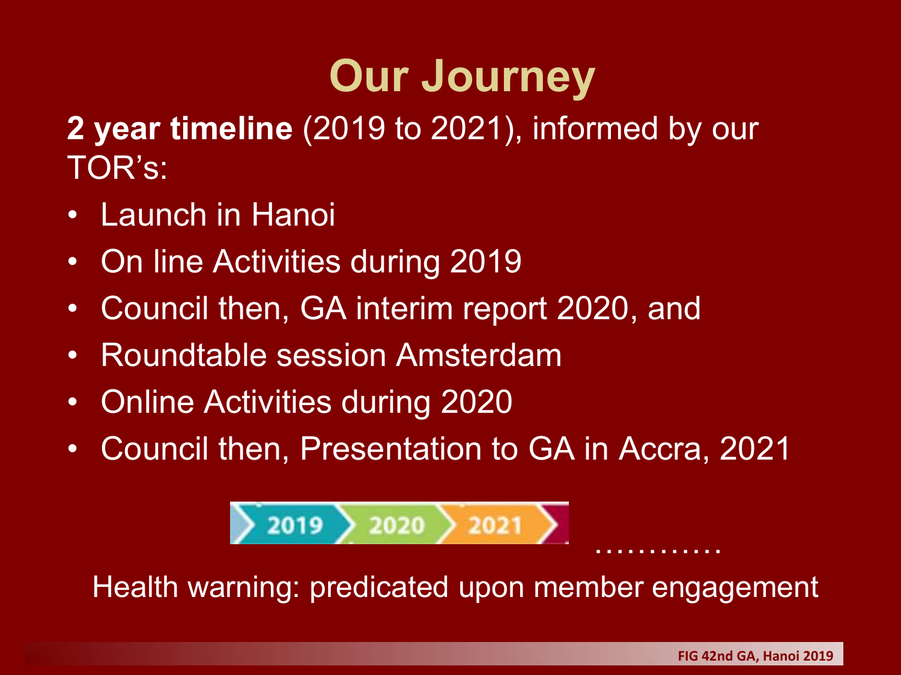# Our Journey

**2 year timeline** (2019 to 2021), informed by our TOR's:

- Launch in Hanoi
- On line Activities during 2019
- Council then, GA interim report 2020, and
- Roundtable session Amsterdam
- Online Activities during 2020
- Council then, Presentation to GA in Accra, 2021

2019 › 2020 › 2021 › …………

Health warning: predicated upon member engagement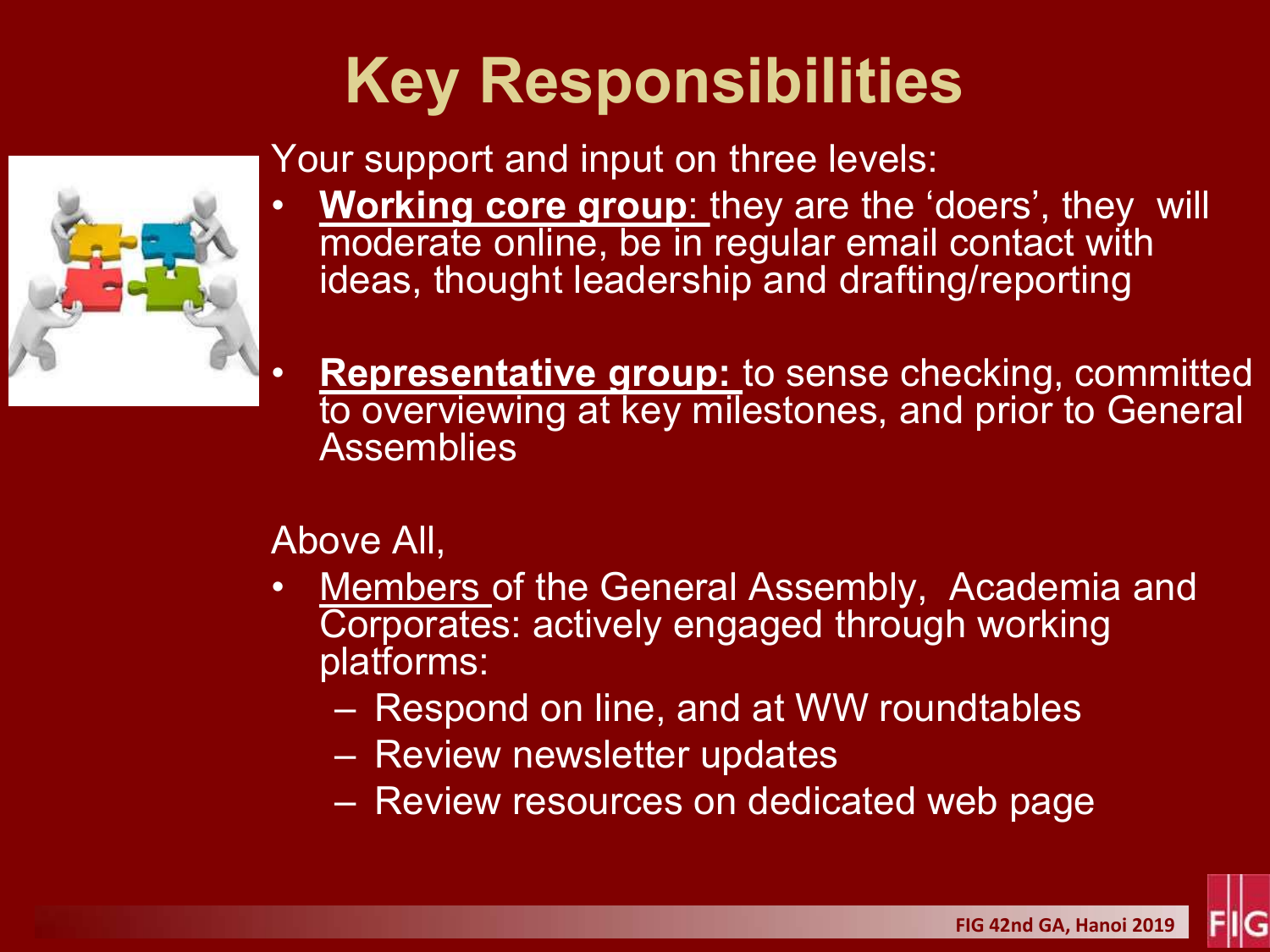# Key Responsibilities

Your support and input on three levels:

- **Working core group**: they are the 'doers', they will moderate online, be in regular email contact with ideas, thought leadership and drafting/reporting

- **Representative group:** to sense checking, committed to overviewing at key milestones, and prior to General Assemblies

Above All,

- Members of the General Assembly, Academia and Corporates: actively engaged through working platforms:
  - Respond on line, and at WW roundtables
  - Review newsletter updates
  - Review resources on dedicated web page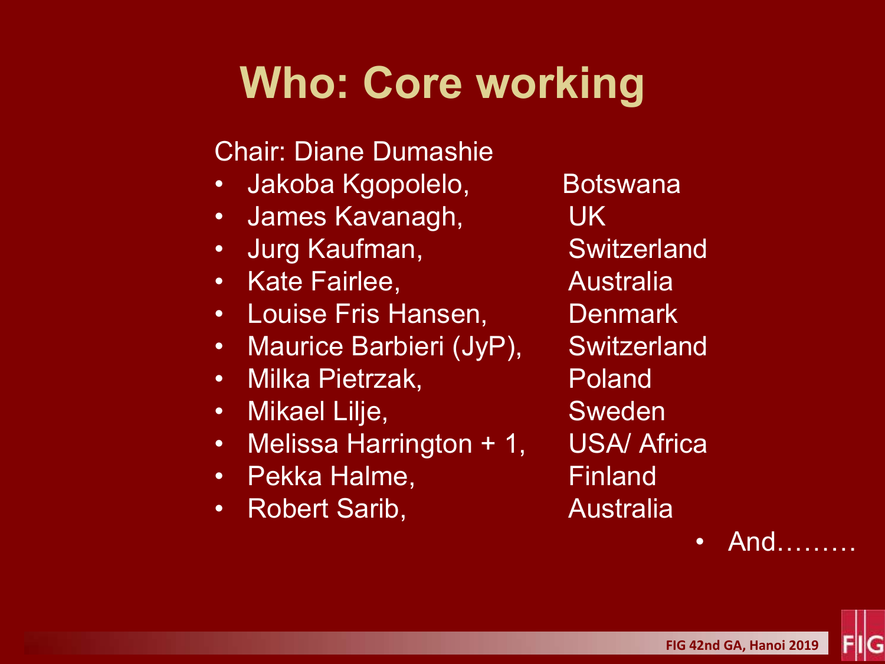# Who: Core working

Chair: Diane Dumashie

- Jakoba Kgopolelo, Botswana
- James Kavanagh, UK
- Jurg Kaufman, Switzerland
- Kate Fairlee, Australia
- Louise Fris Hansen, Denmark
- Maurice Barbieri (JyP), Switzerland
- Milka Pietrzak, Poland
- Mikael Lilje, Sweden
- Melissa Harrington + 1, USA/ Africa
- Pekka Halme, Finland
- Robert Sarib, Australia

- And………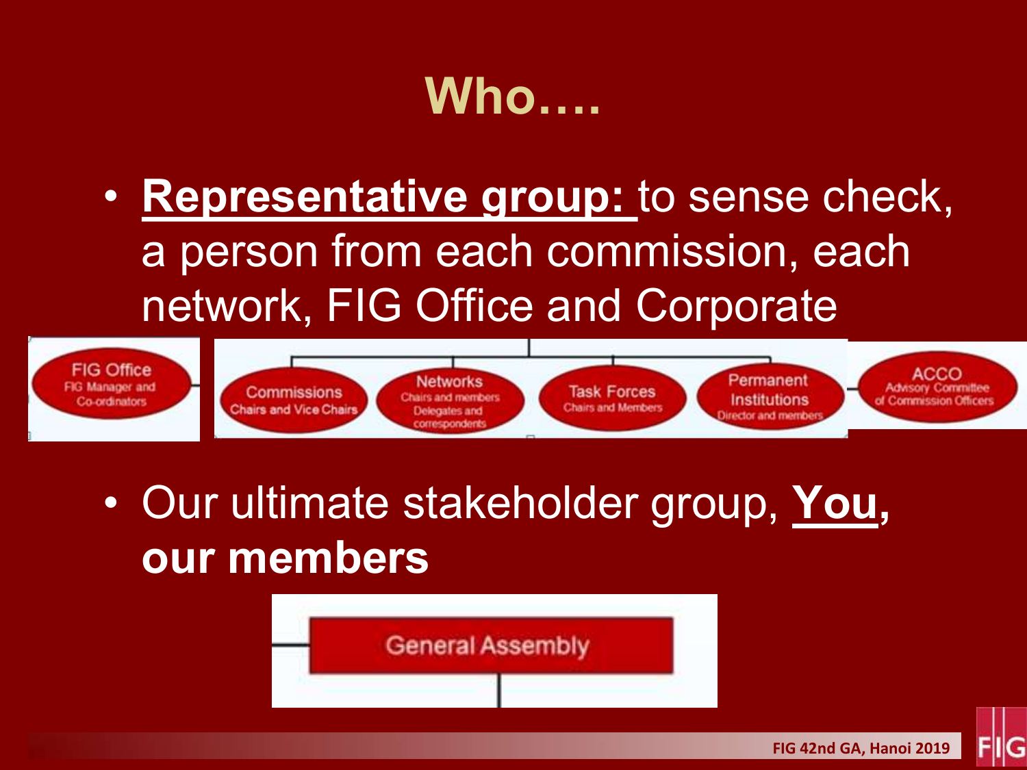# Who….

- **Representative group:** to sense check, a person from each commission, each network, FIG Office and Corporate

FIG Office
FIG Manager and Co-ordinators

Commissions
Chairs and Vice Chairs

Networks
Chairs and members
Delegates and correspondents

Task Forces
Chairs and Members

Permanent Institutions
Director and members

ACCO
Advisory Committee of Commission Officers

- Our ultimate stakeholder group, **You, our members**

General Assembly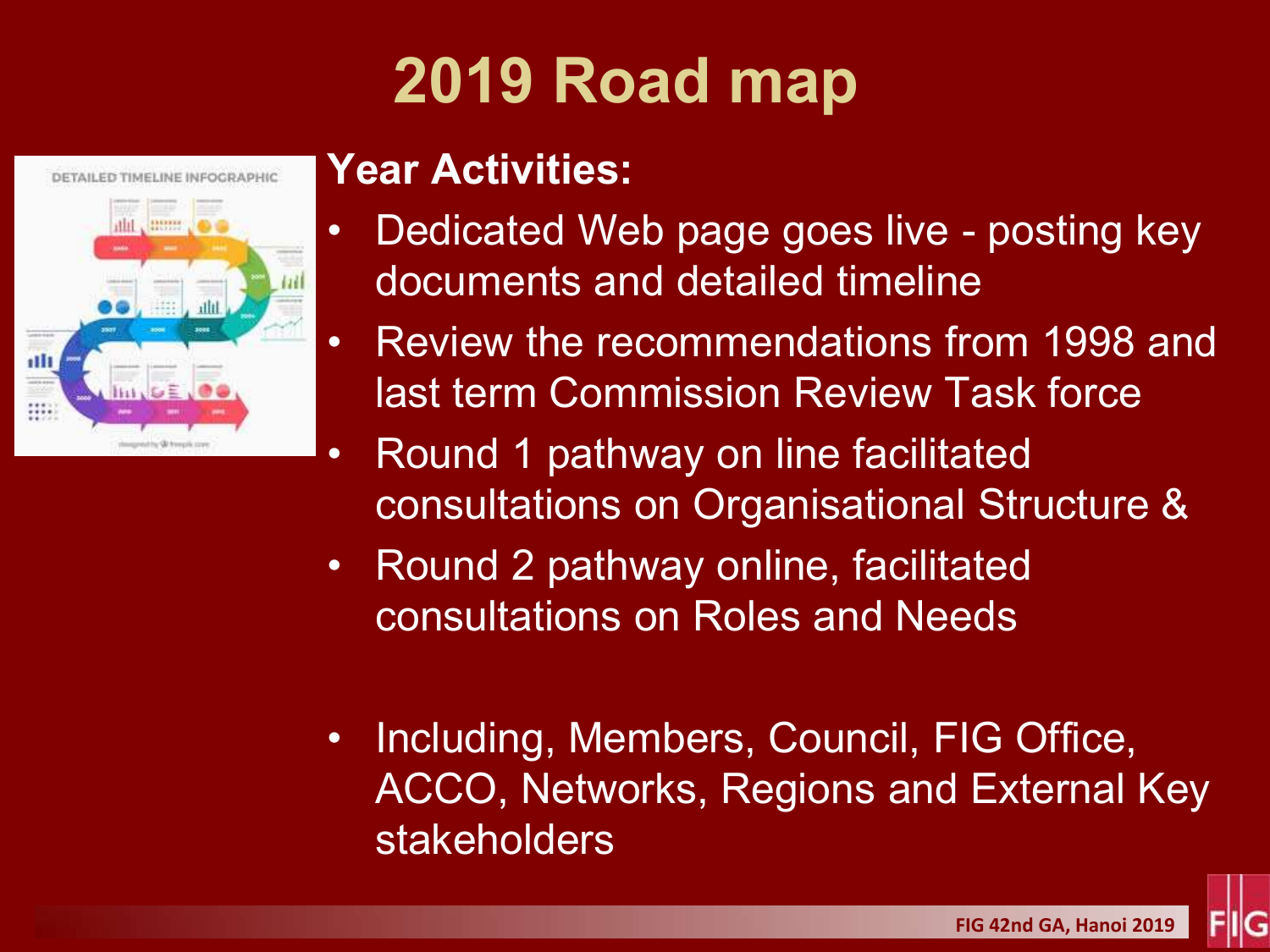# 2019 Road map

**Year Activities:**

- Dedicated Web page goes live - posting key documents and detailed timeline
- Review the recommendations from 1998 and last term Commission Review Task force
- Round 1 pathway on line facilitated consultations on Organisational Structure &
- Round 2 pathway online, facilitated consultations on Roles and Needs

- Including, Members, Council, FIG Office, ACCO, Networks, Regions and External Key stakeholders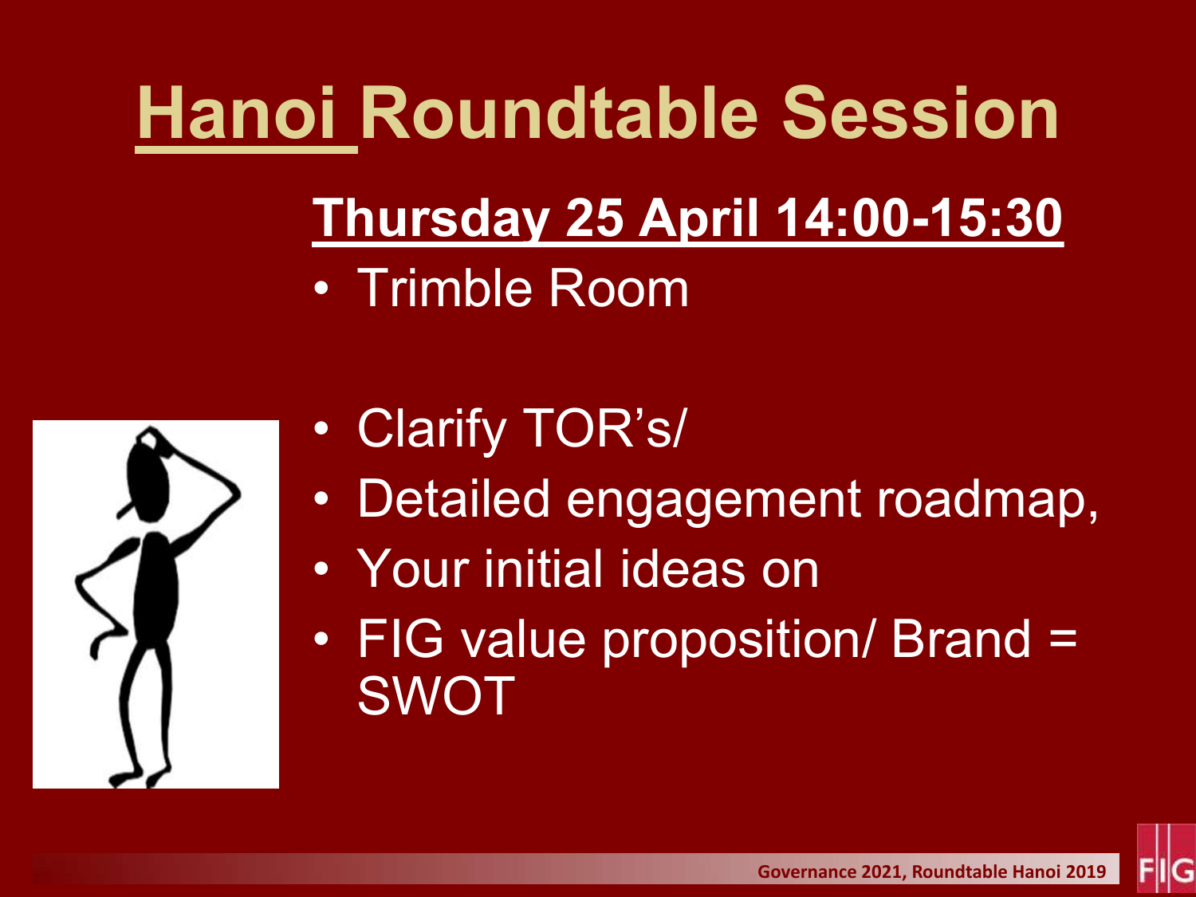# Hanoi Roundtable Session

## Thursday 25 April 14:00-15:30

- Trimble Room

- Clarify TOR's/
- Detailed engagement roadmap,
- Your initial ideas on
- FIG value proposition/ Brand = SWOT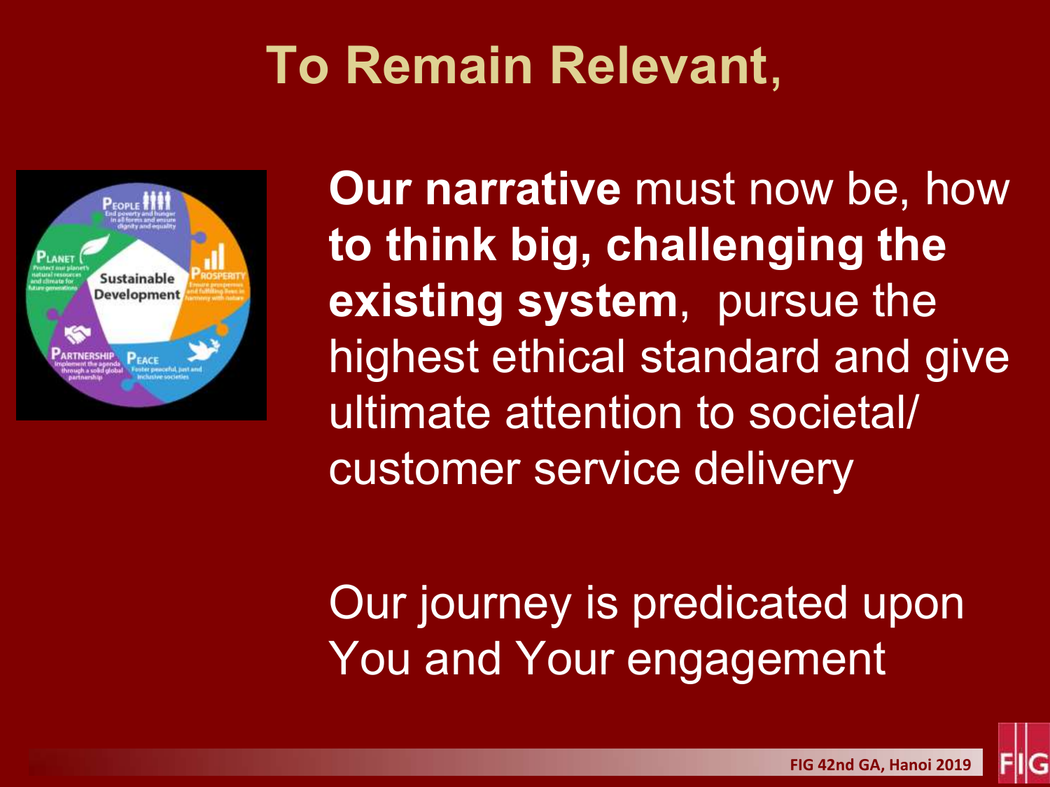# To Remain Relevant,

**Our narrative** must now be, how **to think big, challenging the existing system**, pursue the highest ethical standard and give ultimate attention to societal/ customer service delivery

Our journey is predicated upon You and Your engagement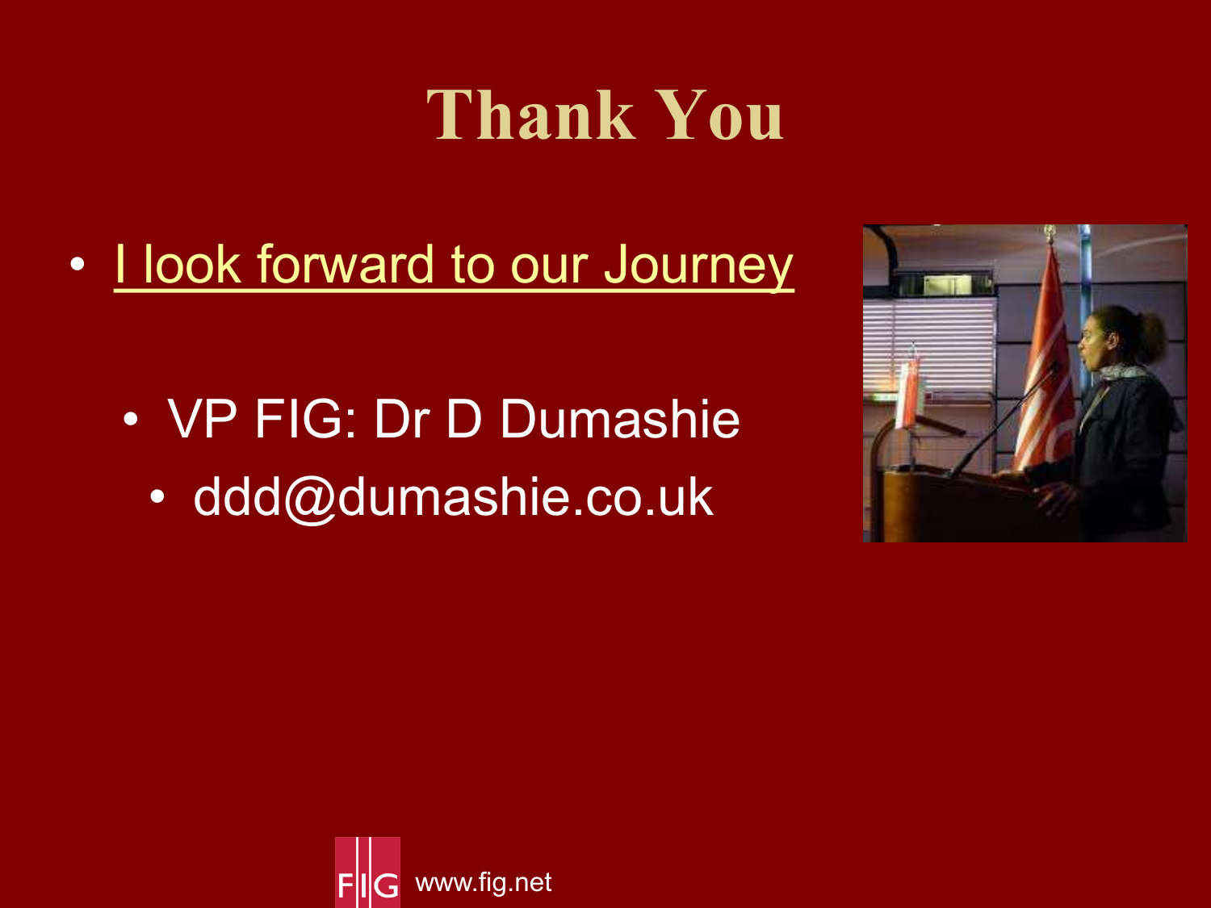# Thank You

- I look forward to our Journey

  - VP FIG: Dr D Dumashie
    - ddd@dumashie.co.uk

FIG www.fig.net